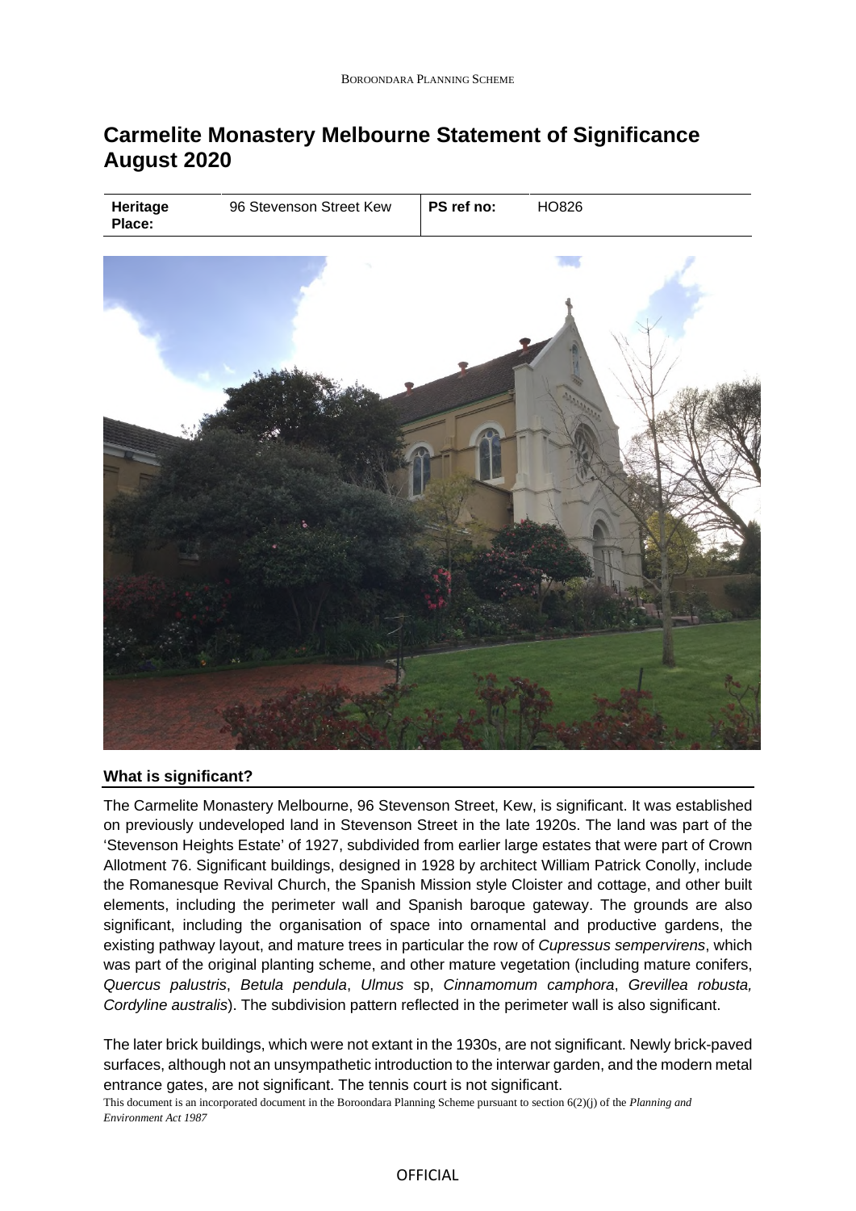# Carmelite Monastery Melbourne Statement of Significance August 2020

| Heritage Place: | 96 Stevenson Street Kew | PS ref no: | HO826 |
| --- | --- | --- | --- |

## What is significant?

The Carmelite Monastery Melbourne, 96 Stevenson Street, Kew, is significant. It was established on previously undeveloped land in Stevenson Street in the late 1920s. The land was part of the 'Stevenson Heights Estate' of 1927, subdivided from earlier large estates that were part of Crown Allotment 76. Significant buildings, designed in 1928 by architect William Patrick Conolly, include the Romanesque Revival Church, the Spanish Mission style Cloister and cottage, and other built elements, including the perimeter wall and Spanish baroque gateway. The grounds are also significant, including the organisation of space into ornamental and productive gardens, the existing pathway layout, and mature trees in particular the row of *Cupressus sempervirens*, which was part of the original planting scheme, and other mature vegetation (including mature conifers, *Quercus palustris*, *Betula pendula*, *Ulmus* sp, *Cinnamomum camphora*, *Grevillea robusta, Cordyline australis*). The subdivision pattern reflected in the perimeter wall is also significant.

The later brick buildings, which were not extant in the 1930s, are not significant. Newly brick-paved surfaces, although not an unsympathetic introduction to the interwar garden, and the modern metal entrance gates, are not significant. The tennis court is not significant.

This document is an incorporated document in the Boroondara Planning Scheme pursuant to section 6(2)(j) of the *Planning and Environment Act 1987*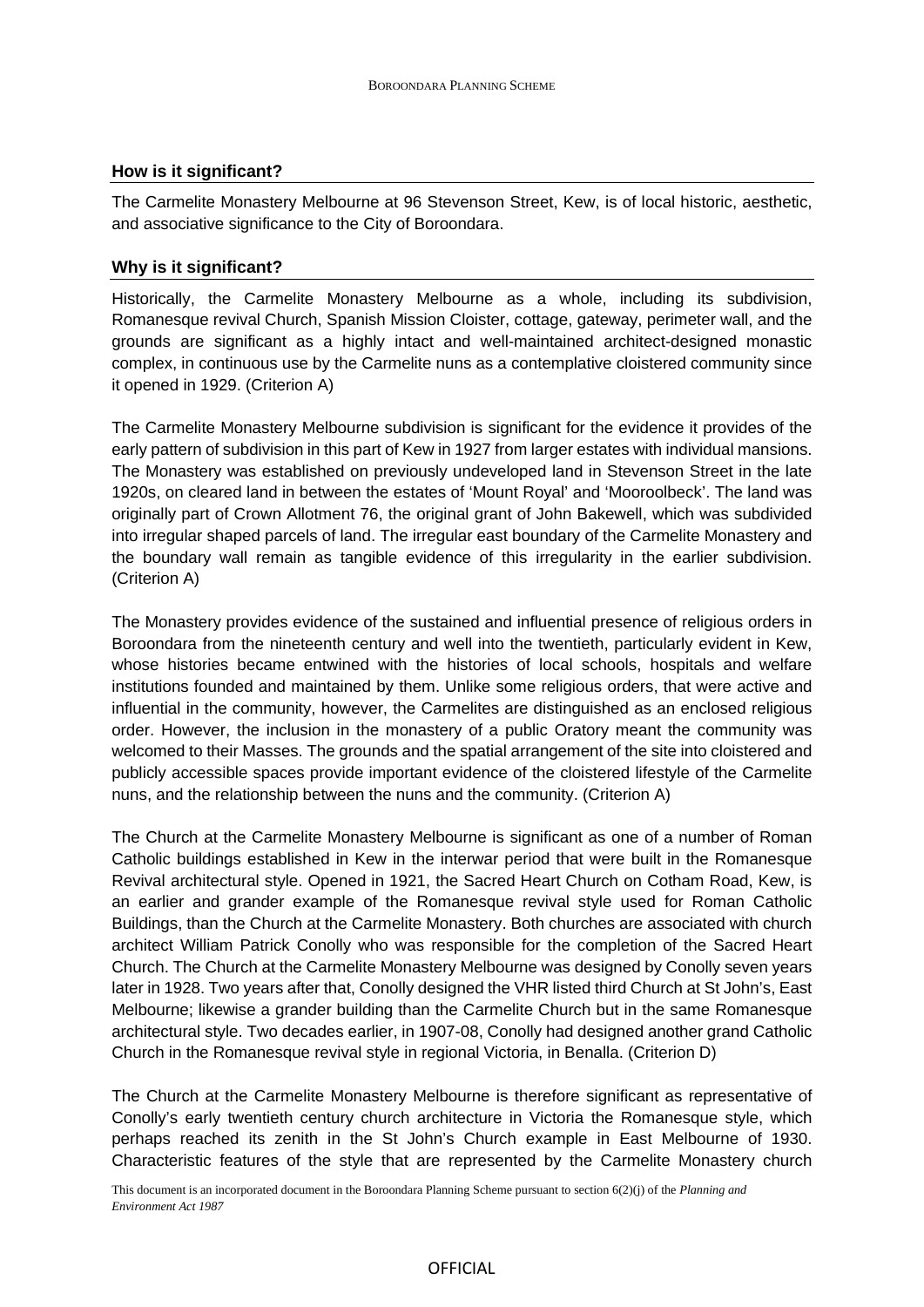### How is it significant?

The Carmelite Monastery Melbourne at 96 Stevenson Street, Kew, is of local historic, aesthetic, and associative significance to the City of Boroondara.

### Why is it significant?

Historically, the Carmelite Monastery Melbourne as a whole, including its subdivision, Romanesque revival Church, Spanish Mission Cloister, cottage, gateway, perimeter wall, and the grounds are significant as a highly intact and well-maintained architect-designed monastic complex, in continuous use by the Carmelite nuns as a contemplative cloistered community since it opened in 1929. (Criterion A)

The Carmelite Monastery Melbourne subdivision is significant for the evidence it provides of the early pattern of subdivision in this part of Kew in 1927 from larger estates with individual mansions. The Monastery was established on previously undeveloped land in Stevenson Street in the late 1920s, on cleared land in between the estates of 'Mount Royal' and 'Mooroolbeck'. The land was originally part of Crown Allotment 76, the original grant of John Bakewell, which was subdivided into irregular shaped parcels of land. The irregular east boundary of the Carmelite Monastery and the boundary wall remain as tangible evidence of this irregularity in the earlier subdivision. (Criterion A)

The Monastery provides evidence of the sustained and influential presence of religious orders in Boroondara from the nineteenth century and well into the twentieth, particularly evident in Kew, whose histories became entwined with the histories of local schools, hospitals and welfare institutions founded and maintained by them. Unlike some religious orders, that were active and influential in the community, however, the Carmelites are distinguished as an enclosed religious order. However, the inclusion in the monastery of a public Oratory meant the community was welcomed to their Masses. The grounds and the spatial arrangement of the site into cloistered and publicly accessible spaces provide important evidence of the cloistered lifestyle of the Carmelite nuns, and the relationship between the nuns and the community. (Criterion A)

The Church at the Carmelite Monastery Melbourne is significant as one of a number of Roman Catholic buildings established in Kew in the interwar period that were built in the Romanesque Revival architectural style. Opened in 1921, the Sacred Heart Church on Cotham Road, Kew, is an earlier and grander example of the Romanesque revival style used for Roman Catholic Buildings, than the Church at the Carmelite Monastery. Both churches are associated with church architect William Patrick Conolly who was responsible for the completion of the Sacred Heart Church. The Church at the Carmelite Monastery Melbourne was designed by Conolly seven years later in 1928. Two years after that, Conolly designed the VHR listed third Church at St John's, East Melbourne; likewise a grander building than the Carmelite Church but in the same Romanesque architectural style. Two decades earlier, in 1907-08, Conolly had designed another grand Catholic Church in the Romanesque revival style in regional Victoria, in Benalla. (Criterion D)

The Church at the Carmelite Monastery Melbourne is therefore significant as representative of Conolly's early twentieth century church architecture in Victoria the Romanesque style, which perhaps reached its zenith in the St John's Church example in East Melbourne of 1930. Characteristic features of the style that are represented by the Carmelite Monastery church

This document is an incorporated document in the Boroondara Planning Scheme pursuant to section 6(2)(j) of the *Planning and Environment Act 1987*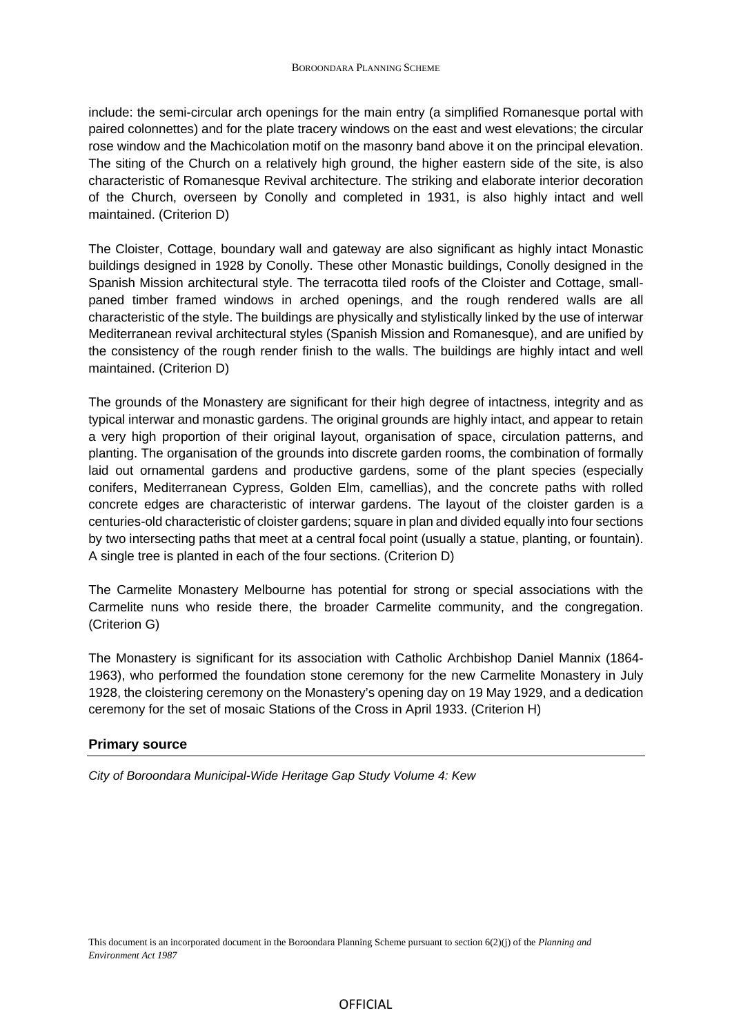include: the semi-circular arch openings for the main entry (a simplified Romanesque portal with paired colonnettes) and for the plate tracery windows on the east and west elevations; the circular rose window and the Machicolation motif on the masonry band above it on the principal elevation. The siting of the Church on a relatively high ground, the higher eastern side of the site, is also characteristic of Romanesque Revival architecture. The striking and elaborate interior decoration of the Church, overseen by Conolly and completed in 1931, is also highly intact and well maintained. (Criterion D)

The Cloister, Cottage, boundary wall and gateway are also significant as highly intact Monastic buildings designed in 1928 by Conolly. These other Monastic buildings, Conolly designed in the Spanish Mission architectural style. The terracotta tiled roofs of the Cloister and Cottage, small-paned timber framed windows in arched openings, and the rough rendered walls are all characteristic of the style. The buildings are physically and stylistically linked by the use of interwar Mediterranean revival architectural styles (Spanish Mission and Romanesque), and are unified by the consistency of the rough render finish to the walls. The buildings are highly intact and well maintained. (Criterion D)

The grounds of the Monastery are significant for their high degree of intactness, integrity and as typical interwar and monastic gardens. The original grounds are highly intact, and appear to retain a very high proportion of their original layout, organisation of space, circulation patterns, and planting. The organisation of the grounds into discrete garden rooms, the combination of formally laid out ornamental gardens and productive gardens, some of the plant species (especially conifers, Mediterranean Cypress, Golden Elm, camellias), and the concrete paths with rolled concrete edges are characteristic of interwar gardens. The layout of the cloister garden is a centuries-old characteristic of cloister gardens; square in plan and divided equally into four sections by two intersecting paths that meet at a central focal point (usually a statue, planting, or fountain). A single tree is planted in each of the four sections. (Criterion D)

The Carmelite Monastery Melbourne has potential for strong or special associations with the Carmelite nuns who reside there, the broader Carmelite community, and the congregation. (Criterion G)

The Monastery is significant for its association with Catholic Archbishop Daniel Mannix (1864-1963), who performed the foundation stone ceremony for the new Carmelite Monastery in July 1928, the cloistering ceremony on the Monastery's opening day on 19 May 1929, and a dedication ceremony for the set of mosaic Stations of the Cross in April 1933. (Criterion H)

### Primary source

*City of Boroondara Municipal-Wide Heritage Gap Study Volume 4: Kew*

This document is an incorporated document in the Boroondara Planning Scheme pursuant to section 6(2)(j) of the *Planning and Environment Act 1987*